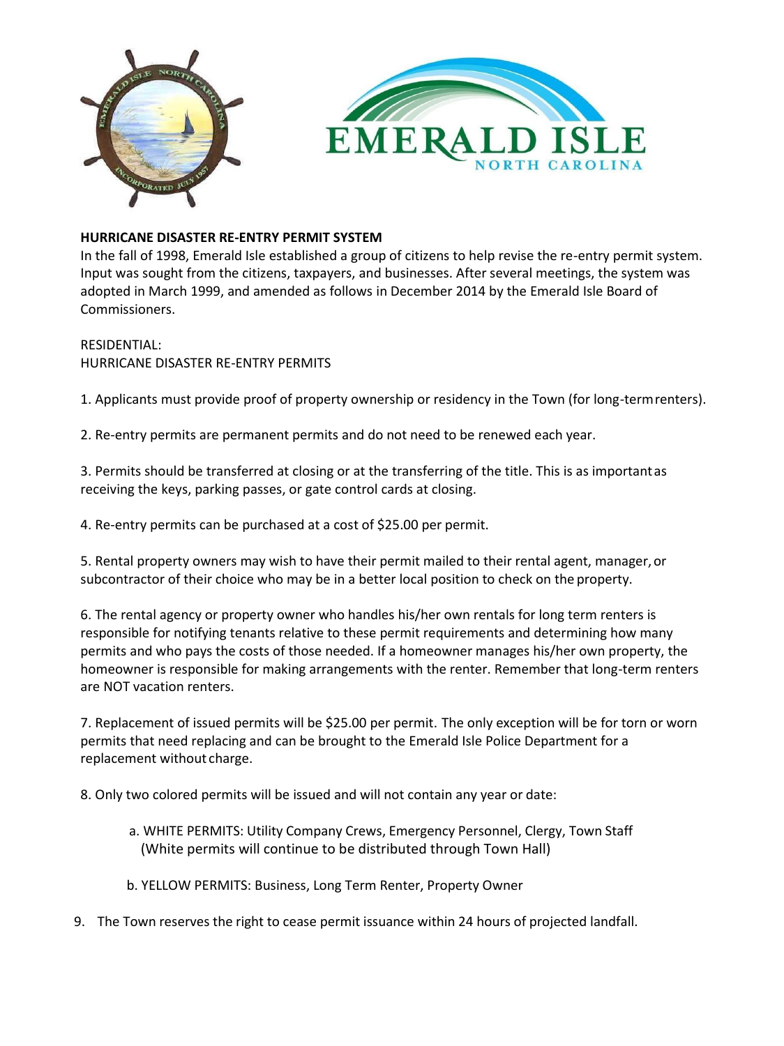**HURRICANE DISASTER RE-ENTRY PERMIT SYSTEM**

In the fall of 1998, Emerald Isle established a group of citizens to help revise the re-entry permit system. Input was sought from the citizens, taxpayers, and businesses. After several meetings, the system was adopted in March 1999, and amended as follows in December 2014 by the Emerald Isle Board of Commissioners.

RESIDENTIAL:
HURRICANE DISASTER RE-ENTRY PERMITS

1. Applicants must provide proof of property ownership or residency in the Town (for long-term renters).

2. Re-entry permits are permanent permits and do not need to be renewed each year.

3. Permits should be transferred at closing or at the transferring of the title. This is as important as receiving the keys, parking passes, or gate control cards at closing.

4. Re-entry permits can be purchased at a cost of $25.00 per permit.

5. Rental property owners may wish to have their permit mailed to their rental agent, manager, or subcontractor of their choice who may be in a better local position to check on the property.

6. The rental agency or property owner who handles his/her own rentals for long term renters is responsible for notifying tenants relative to these permit requirements and determining how many permits and who pays the costs of those needed. If a homeowner manages his/her own property, the homeowner is responsible for making arrangements with the renter. Remember that long-term renters are NOT vacation renters.

7. Replacement of issued permits will be $25.00 per permit. The only exception will be for torn or worn permits that need replacing and can be brought to the Emerald Isle Police Department for a replacement without charge.

8. Only two colored permits will be issued and will not contain any year or date:

   a. WHITE PERMITS: Utility Company Crews, Emergency Personnel, Clergy, Town Staff (White permits will continue to be distributed through Town Hall)

   b. YELLOW PERMITS: Business, Long Term Renter, Property Owner

9. The Town reserves the right to cease permit issuance within 24 hours of projected landfall.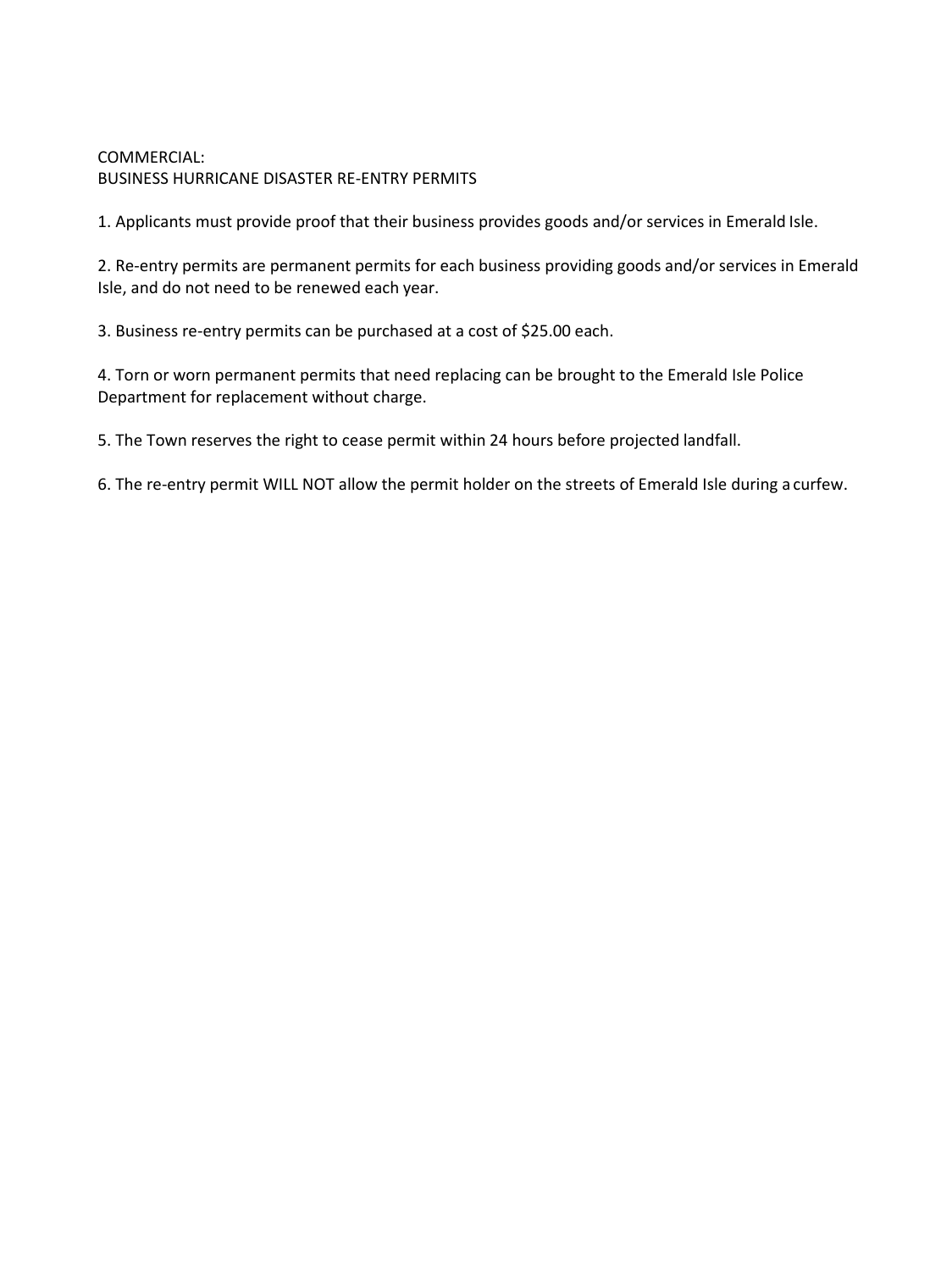COMMERCIAL:
BUSINESS HURRICANE DISASTER RE-ENTRY PERMITS

1. Applicants must provide proof that their business provides goods and/or services in Emerald Isle.

2. Re-entry permits are permanent permits for each business providing goods and/or services in Emerald Isle, and do not need to be renewed each year.

3. Business re-entry permits can be purchased at a cost of $25.00 each.

4. Torn or worn permanent permits that need replacing can be brought to the Emerald Isle Police Department for replacement without charge.

5. The Town reserves the right to cease permit within 24 hours before projected landfall.

6. The re-entry permit WILL NOT allow the permit holder on the streets of Emerald Isle during a curfew.